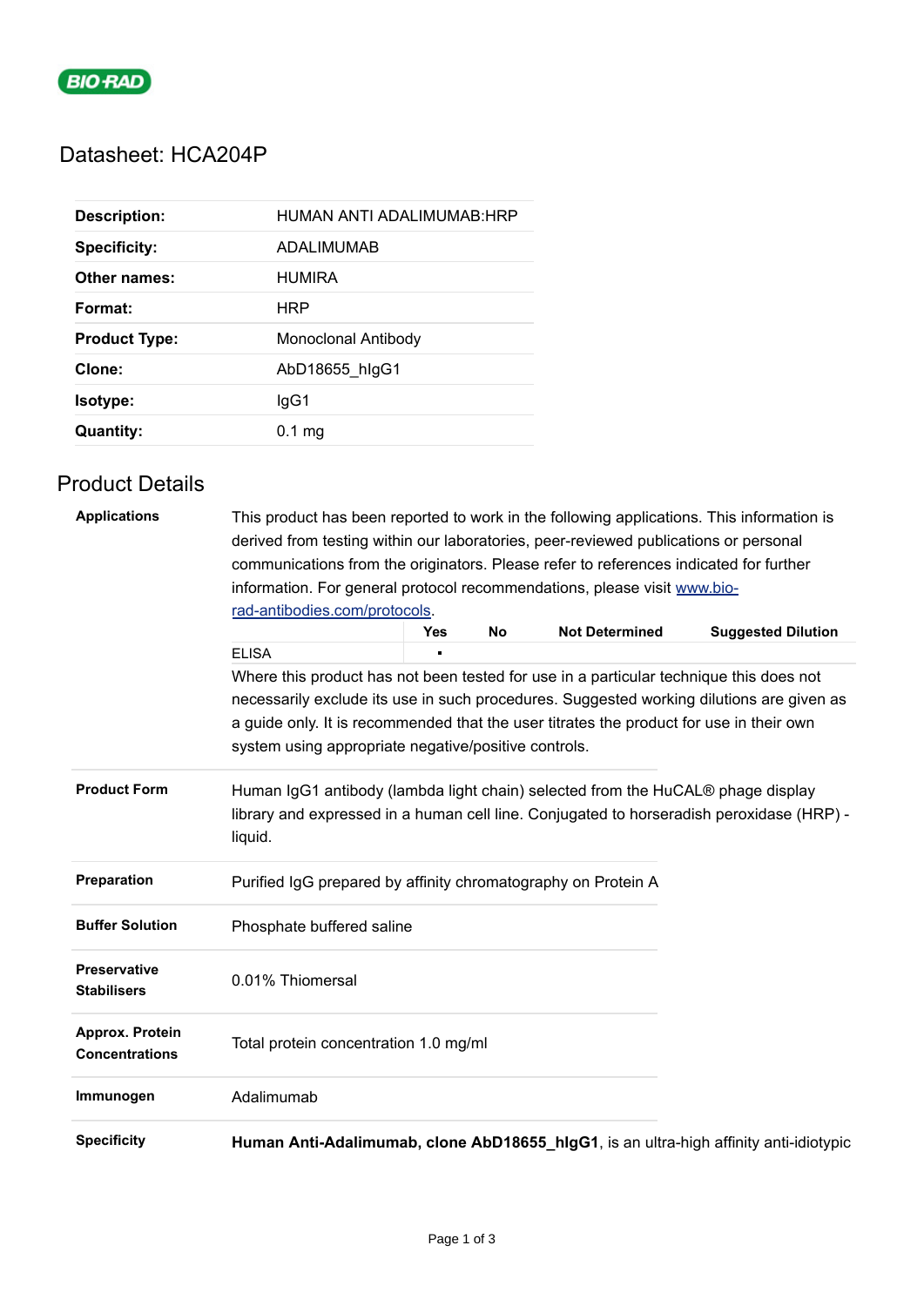BIO-RAD

# Datasheet: HCA204P

| | |
|---|---|
| **Description:** | HUMAN ANTI ADALIMUMAB:HRP |
| **Specificity:** | ADALIMUMAB |
| **Other names:** | HUMIRA |
| **Format:** | HRP |
| **Product Type:** | Monoclonal Antibody |
| **Clone:** | AbD18655_hIgG1 |
| **Isotype:** | IgG1 |
| **Quantity:** | 0.1 mg |

## Product Details

**Applications**

This product has been reported to work in the following applications. This information is derived from testing within our laboratories, peer-reviewed publications or personal communications from the originators. Please refer to references indicated for further information. For general protocol recommendations, please visit [www.bio-rad-antibodies.com/protocols](www.bio-rad-antibodies.com/protocols).

| | Yes | No | Not Determined | Suggested Dilution |
|---|---|---|---|---|
| ELISA | ▪ | | | |

Where this product has not been tested for use in a particular technique this does not necessarily exclude its use in such procedures. Suggested working dilutions are given as a guide only. It is recommended that the user titrates the product for use in their own system using appropriate negative/positive controls.

**Product Form**

Human IgG1 antibody (lambda light chain) selected from the HuCAL® phage display library and expressed in a human cell line. Conjugated to horseradish peroxidase (HRP) - liquid.

**Preparation**

Purified IgG prepared by affinity chromatography on Protein A

**Buffer Solution**

Phosphate buffered saline

**Preservative Stabilisers**

0.01% Thiomersal

**Approx. Protein Concentrations**

Total protein concentration 1.0 mg/ml

**Immunogen**

Adalimumab

**Specificity**

**Human Anti-Adalimumab, clone AbD18655_hIgG1**, is an ultra-high affinity anti-idiotypic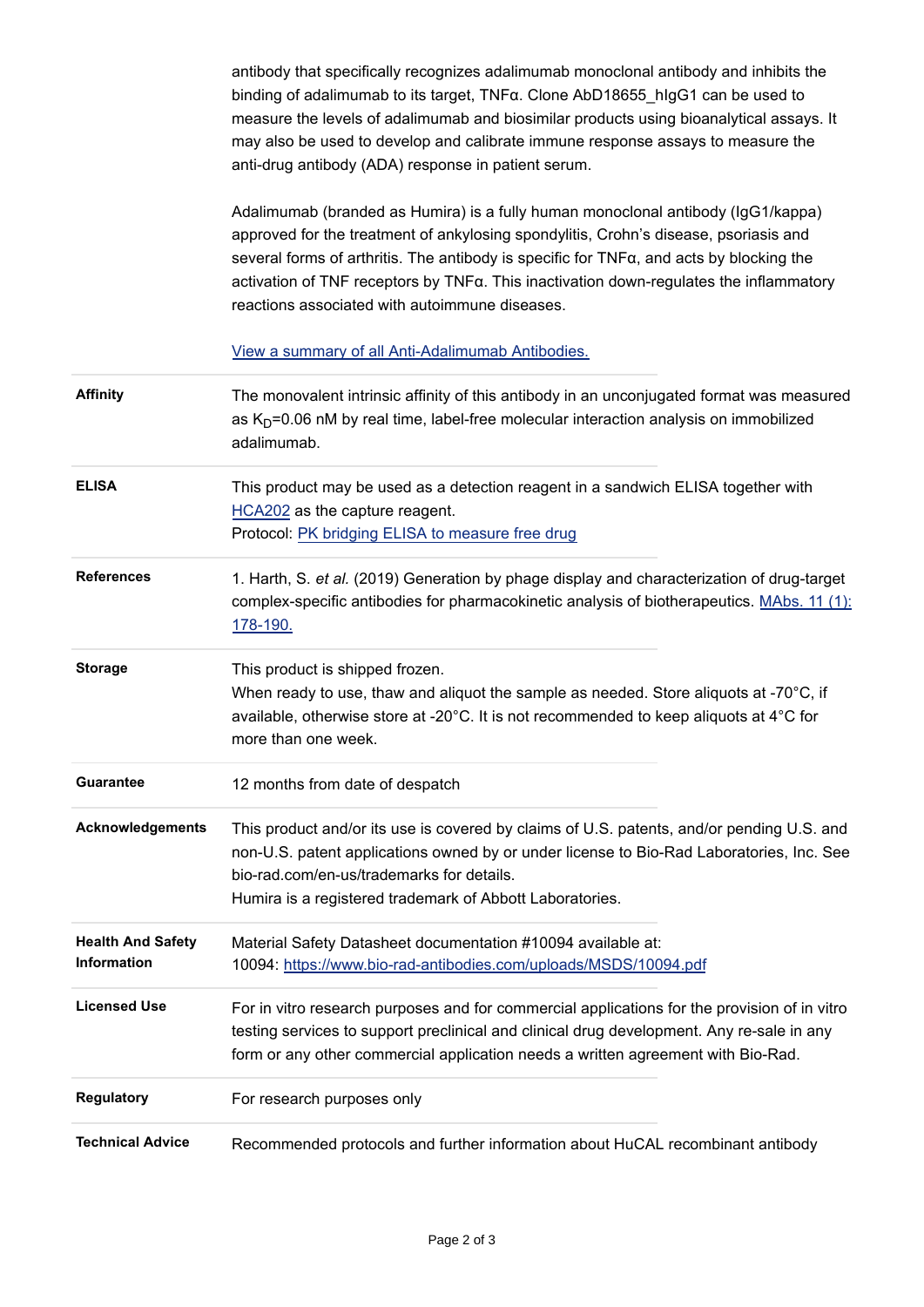antibody that specifically recognizes adalimumab monoclonal antibody and inhibits the binding of adalimumab to its target, TNFα. Clone AbD18655_hIgG1 can be used to measure the levels of adalimumab and biosimilar products using bioanalytical assays. It may also be used to develop and calibrate immune response assays to measure the anti-drug antibody (ADA) response in patient serum.

Adalimumab (branded as Humira) is a fully human monoclonal antibody (IgG1/kappa) approved for the treatment of ankylosing spondylitis, Crohn's disease, psoriasis and several forms of arthritis. The antibody is specific for TNFα, and acts by blocking the activation of TNF receptors by TNFα. This inactivation down-regulates the inflammatory reactions associated with autoimmune diseases.

[View a summary of all Anti-Adalimumab Antibodies.]

| | |
|---|---|
| **Affinity** | The monovalent intrinsic affinity of this antibody in an unconjugated format was measured as $K_D$=0.06 nM by real time, label-free molecular interaction analysis on immobilized adalimumab. |
| **ELISA** | This product may be used as a detection reagent in a sandwich ELISA together with HCA202 as the capture reagent.<br>Protocol: PK bridging ELISA to measure free drug |
| **References** | 1. Harth, S. *et al.* (2019) Generation by phage display and characterization of drug-target complex-specific antibodies for pharmacokinetic analysis of biotherapeutics. MAbs. 11 (1): 178-190. |
| **Storage** | This product is shipped frozen.<br>When ready to use, thaw and aliquot the sample as needed. Store aliquots at -70°C, if available, otherwise store at -20°C. It is not recommended to keep aliquots at 4°C for more than one week. |
| **Guarantee** | 12 months from date of despatch |
| **Acknowledgements** | This product and/or its use is covered by claims of U.S. patents, and/or pending U.S. and non-U.S. patent applications owned by or under license to Bio-Rad Laboratories, Inc. See bio-rad.com/en-us/trademarks for details.<br>Humira is a registered trademark of Abbott Laboratories. |
| **Health And Safety Information** | Material Safety Datasheet documentation #10094 available at:<br>10094: https://www.bio-rad-antibodies.com/uploads/MSDS/10094.pdf |
| **Licensed Use** | For in vitro research purposes and for commercial applications for the provision of in vitro testing services to support preclinical and clinical drug development. Any re-sale in any form or any other commercial application needs a written agreement with Bio-Rad. |
| **Regulatory** | For research purposes only |
| **Technical Advice** | Recommended protocols and further information about HuCAL recombinant antibody |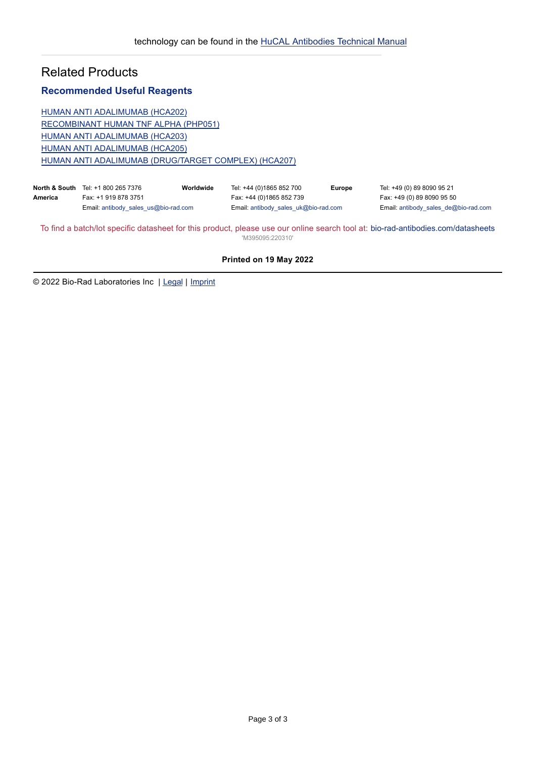technology can be found in the [HuCAL Antibodies Technical Manual](HuCAL Antibodies Technical Manual)

## Related Products

### Recommended Useful Reagents

HUMAN ANTI ADALIMUMAB (HCA202)
RECOMBINANT HUMAN TNF ALPHA (PHP051)
HUMAN ANTI ADALIMUMAB (HCA203)
HUMAN ANTI ADALIMUMAB (HCA205)
HUMAN ANTI ADALIMUMAB (DRUG/TARGET COMPLEX) (HCA207)

| | | | | | |
|---|---|---|---|---|---|
| **North & South America** | Tel: +1 800 265 7376<br>Fax: +1 919 878 3751<br>Email: antibody_sales_us@bio-rad.com | **Worldwide** | Tel: +44 (0)1865 852 700<br>Fax: +44 (0)1865 852 739<br>Email: antibody_sales_uk@bio-rad.com | **Europe** | Tel: +49 (0) 89 8090 95 21<br>Fax: +49 (0) 89 8090 95 50<br>Email: antibody_sales_de@bio-rad.com |

To find a batch/lot specific datasheet for this product, please use our online search tool at: bio-rad-antibodies.com/datasheets

'M395095:220310'

**Printed on 19 May 2022**

© 2022 Bio-Rad Laboratories Inc | Legal | Imprint